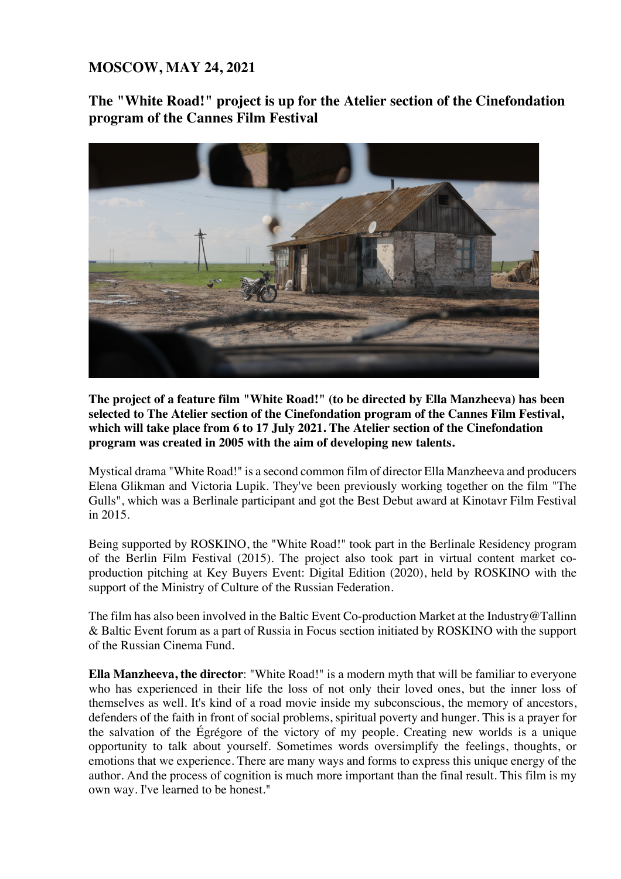**MOSCOW, MAY 24, 2021**

## The "White Road!" project is up for the Atelier section of the Cinefondation program of the Cannes Film Festival

**The project of a feature film "White Road!" (to be directed by Ella Manzheeva) has been selected to The Atelier section of the Cinefondation program of the Cannes Film Festival, which will take place from 6 to 17 July 2021. The Atelier section of the Cinefondation program was created in 2005 with the aim of developing new talents.**

Mystical drama "White Road!" is a second common film of director Ella Manzheeva and producers Elena Glikman and Victoria Lupik. They've been previously working together on the film "The Gulls", which was a Berlinale participant and got the Best Debut award at Kinotavr Film Festival in 2015.

Being supported by ROSKINO, the "White Road!" took part in the Berlinale Residency program of the Berlin Film Festival (2015). The project also took part in virtual content market co-production pitching at Key Buyers Event: Digital Edition (2020), held by ROSKINO with the support of the Ministry of Culture of the Russian Federation.

The film has also been involved in the Baltic Event Co-production Market at the Industry@Tallinn & Baltic Event forum as a part of Russia in Focus section initiated by ROSKINO with the support of the Russian Cinema Fund.

**Ella Manzheeva, the director**: "White Road!" is a modern myth that will be familiar to everyone who has experienced in their life the loss of not only their loved ones, but the inner loss of themselves as well. It's kind of a road movie inside my subconscious, the memory of ancestors, defenders of the faith in front of social problems, spiritual poverty and hunger. This is a prayer for the salvation of the Égrégore of the victory of my people. Creating new worlds is a unique opportunity to talk about yourself. Sometimes words oversimplify the feelings, thoughts, or emotions that we experience. There are many ways and forms to express this unique energy of the author. And the process of cognition is much more important than the final result. This film is my own way. I've learned to be honest."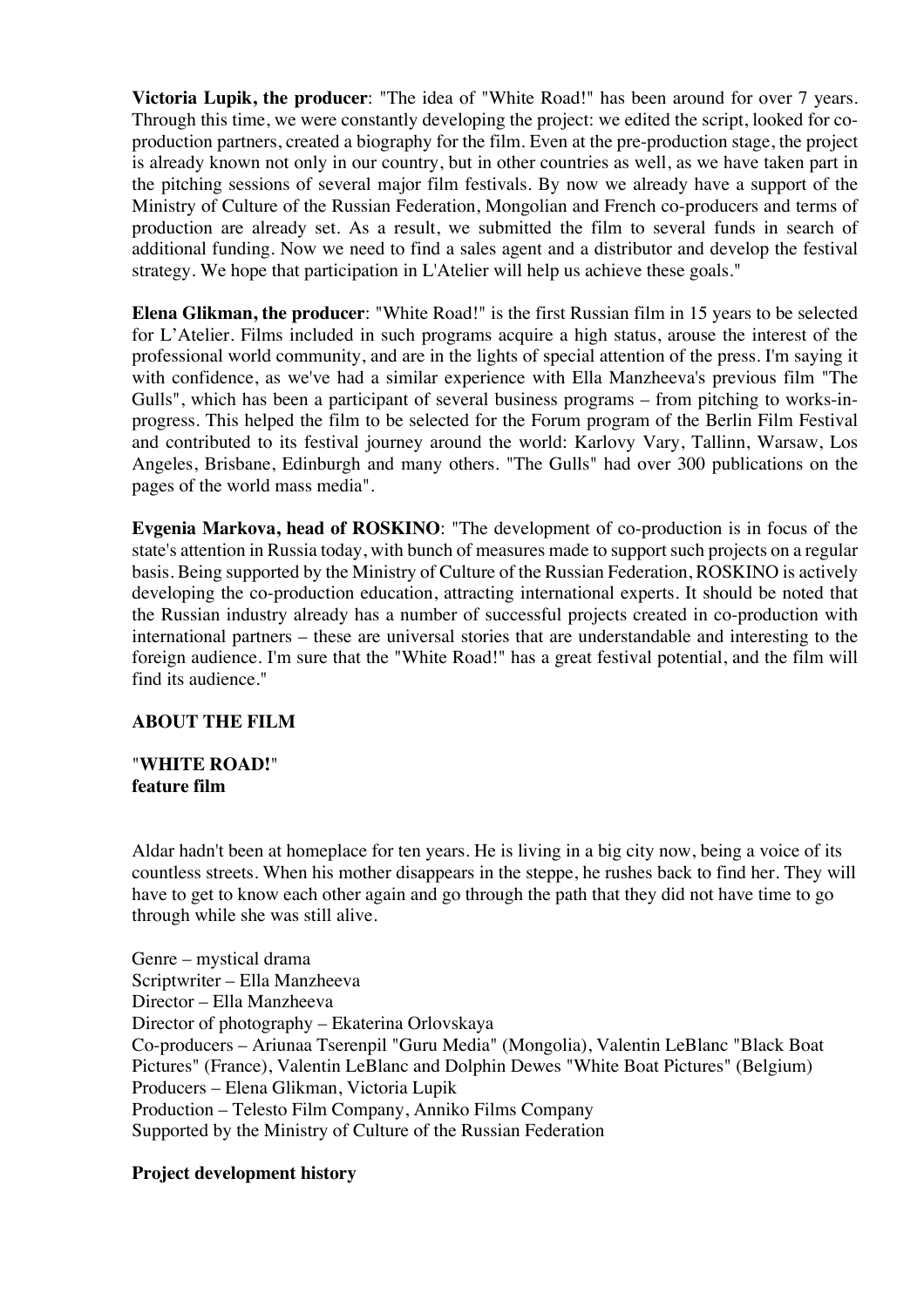**Victoria Lupik, the producer**: "The idea of "White Road!" has been around for over 7 years. Through this time, we were constantly developing the project: we edited the script, looked for co-production partners, created a biography for the film. Even at the pre-production stage, the project is already known not only in our country, but in other countries as well, as we have taken part in the pitching sessions of several major film festivals. By now we already have a support of the Ministry of Culture of the Russian Federation, Mongolian and French co-producers and terms of production are already set. As a result, we submitted the film to several funds in search of additional funding. Now we need to find a sales agent and a distributor and develop the festival strategy. We hope that participation in L'Atelier will help us achieve these goals."

**Elena Glikman, the producer**: "White Road!" is the first Russian film in 15 years to be selected for L'Atelier. Films included in such programs acquire a high status, arouse the interest of the professional world community, and are in the lights of special attention of the press. I'm saying it with confidence, as we've had a similar experience with Ella Manzheeva's previous film "The Gulls", which has been a participant of several business programs – from pitching to works-in-progress. This helped the film to be selected for the Forum program of the Berlin Film Festival and contributed to its festival journey around the world: Karlovy Vary, Tallinn, Warsaw, Los Angeles, Brisbane, Edinburgh and many others. "The Gulls" had over 300 publications on the pages of the world mass media".

**Evgenia Markova, head of ROSKINO**: "The development of co-production is in focus of the state's attention in Russia today, with bunch of measures made to support such projects on a regular basis. Being supported by the Ministry of Culture of the Russian Federation, ROSKINO is actively developing the co-production education, attracting international experts. It should be noted that the Russian industry already has a number of successful projects created in co-production with international partners – these are universal stories that are understandable and interesting to the foreign audience. I'm sure that the "White Road!" has a great festival potential, and the film will find its audience."

**ABOUT THE FILM**

"**WHITE ROAD!**"
**feature film**

Aldar hadn't been at homeplace for ten years. He is living in a big city now, being a voice of its countless streets. When his mother disappears in the steppe, he rushes back to find her. They will have to get to know each other again and go through the path that they did not have time to go through while she was still alive.

Genre – mystical drama
Scriptwriter – Ella Manzheeva
Director – Ella Manzheeva
Director of photography – Ekaterina Orlovskaya
Co-producers – Ariunaa Tserenpil "Guru Media" (Mongolia), Valentin LeBlanc "Black Boat Pictures" (France), Valentin LeBlanc and Dolphin Dewes "White Boat Pictures" (Belgium)
Producers – Elena Glikman, Victoria Lupik
Production – Telesto Film Company, Anniko Films Company
Supported by the Ministry of Culture of the Russian Federation

**Project development history**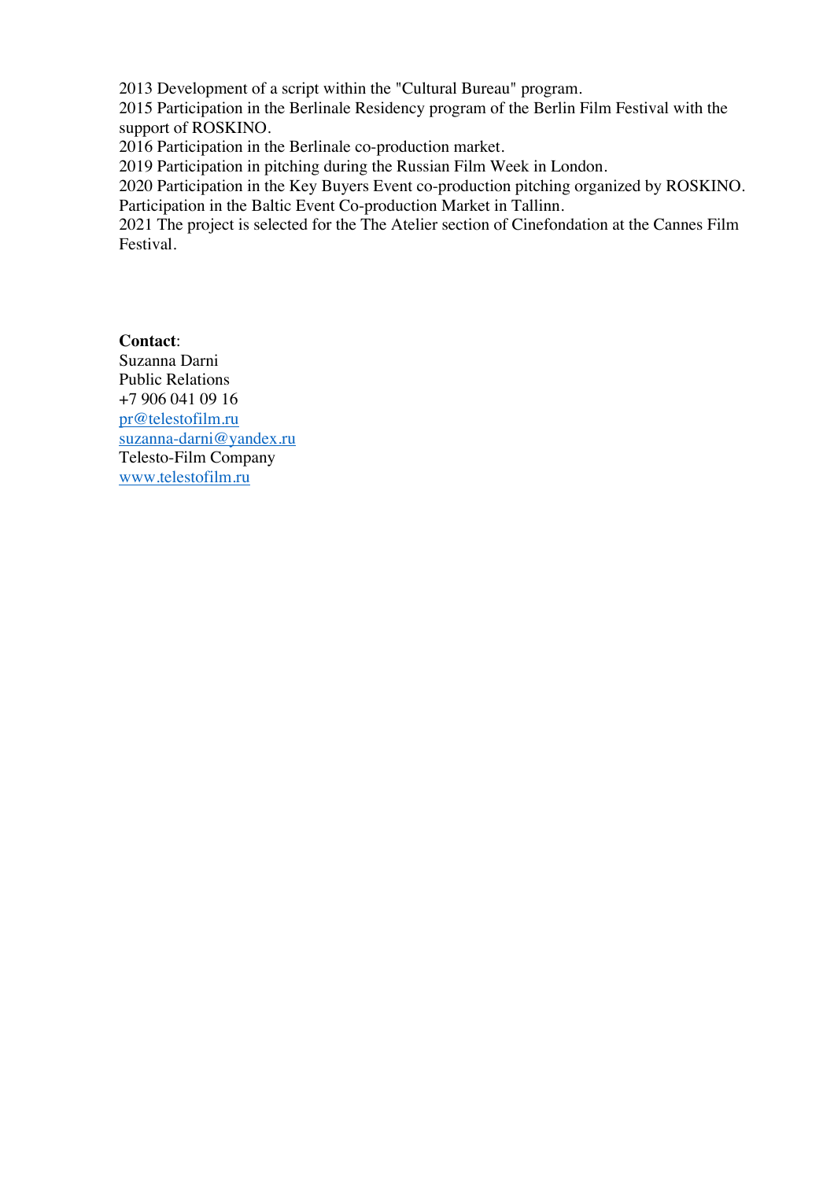2013 Development of a script within the "Cultural Bureau" program.
2015 Participation in the Berlinale Residency program of the Berlin Film Festival with the support of ROSKINO.
2016 Participation in the Berlinale co-production market.
2019 Participation in pitching during the Russian Film Week in London.
2020 Participation in the Key Buyers Event co-production pitching organized by ROSKINO. Participation in the Baltic Event Co-production Market in Tallinn.
2021 The project is selected for the The Atelier section of Cinefondation at the Cannes Film Festival.

**Contact**:
Suzanna Darni
Public Relations
+7 906 041 09 16
pr@telestofilm.ru
suzanna-darni@yandex.ru
Telesto-Film Company
www.telestofilm.ru